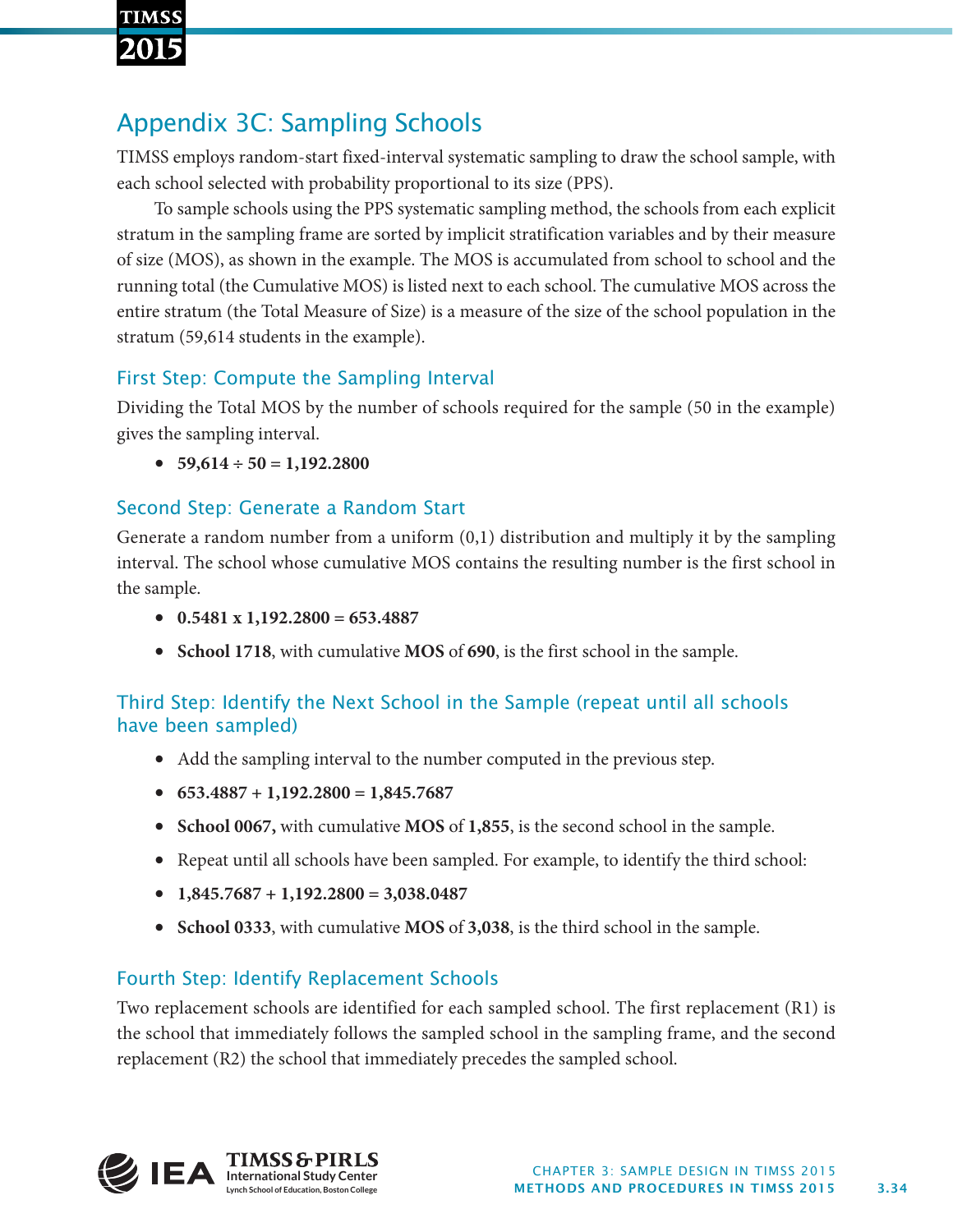## Appendix 3C: Sampling Schools

TIMSS employs random-start fixed-interval systematic sampling to draw the school sample, with each school selected with probability proportional to its size (PPS).

To sample schools using the PPS systematic sampling method, the schools from each explicit stratum in the sampling frame are sorted by implicit stratification variables and by their measure of size (MOS), as shown in the example. The MOS is accumulated from school to school and the running total (the Cumulative MOS) is listed next to each school. The cumulative MOS across the entire stratum (the Total Measure of Size) is a measure of the size of the school population in the stratum (59,614 students in the example).

### First Step: Compute the Sampling Interval

Dividing the Total MOS by the number of schools required for the sample (50 in the example) gives the sampling interval.

- **59,614 ÷ 50 = 1,192.2800**

### Second Step: Generate a Random Start

Generate a random number from a uniform (0,1) distribution and multiply it by the sampling interval. The school whose cumulative MOS contains the resulting number is the first school in the sample.

- **0.5481 x 1,192.2800 = 653.4887**
- **School 1718**, with cumulative **MOS** of **690**, is the first school in the sample.

### Third Step: Identify the Next School in the Sample (repeat until all schools have been sampled)

- Add the sampling interval to the number computed in the previous step.
- **653.4887 + 1,192.2800 = 1,845.7687**
- **School 0067,** with cumulative **MOS** of **1,855**, is the second school in the sample.
- Repeat until all schools have been sampled. For example, to identify the third school:
- **1,845.7687 + 1,192.2800 = 3,038.0487**
- **School 0333**, with cumulative **MOS** of **3,038**, is the third school in the sample.

### Fourth Step: Identify Replacement Schools

Two replacement schools are identified for each sampled school. The first replacement (R1) is the school that immediately follows the sampled school in the sampling frame, and the second replacement (R2) the school that immediately precedes the sampled school.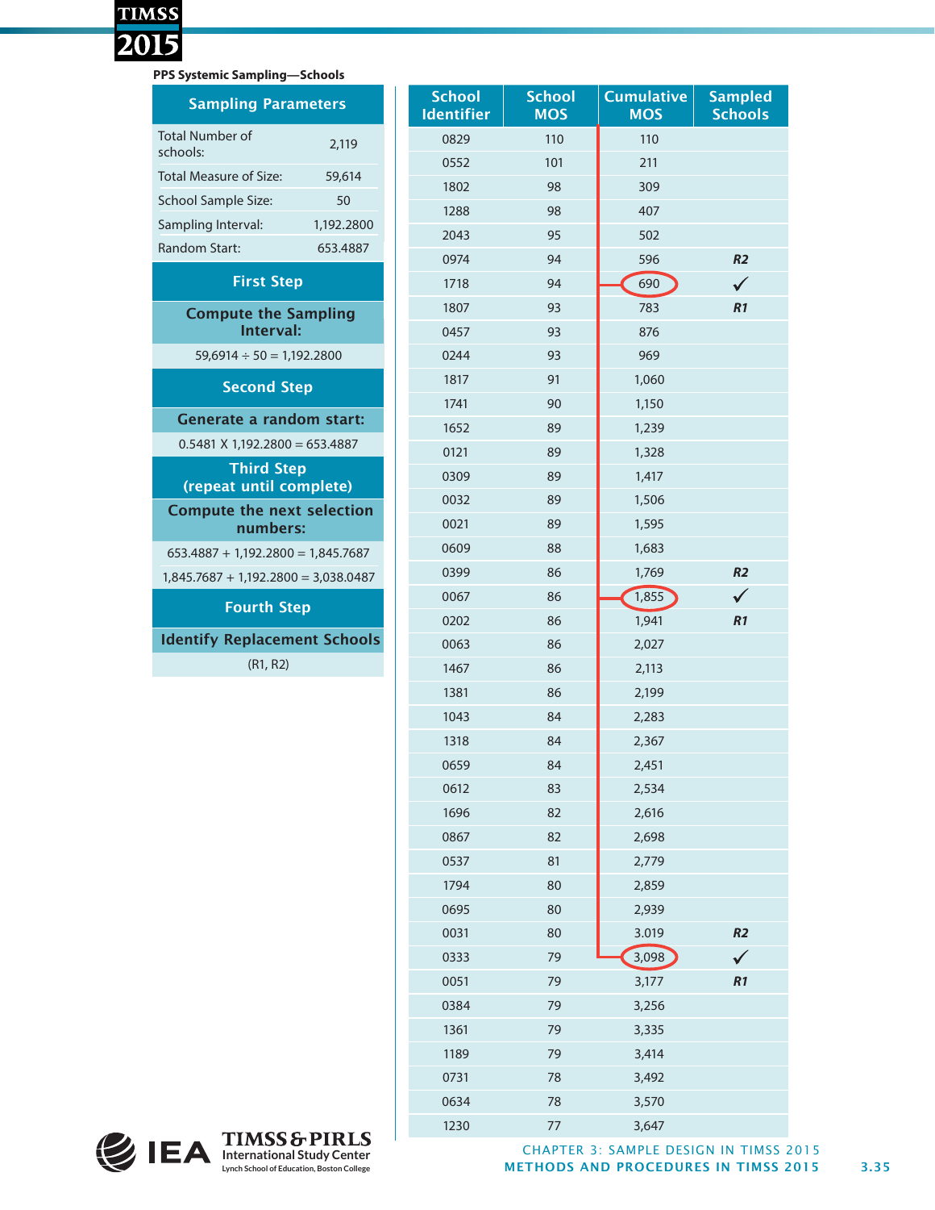**PPS Systemic Sampling—Schools**

| Sampling Parameters | |
|---|---|
| Total Number of schools: | 2,119 |
| Total Measure of Size: | 59,614 |
| School Sample Size: | 50 |
| Sampling Interval: | 1,192.2800 |
| Random Start: | 653.4887 |

**First Step**

**Compute the Sampling Interval:**

59,6914 ÷ 50 = 1,192.2800

**Second Step**

**Generate a random start:**

0.5481 X 1,192.2800 = 653.4887

**Third Step (repeat until complete)**

**Compute the next selection numbers:**

653.4887 + 1,192.2800 = 1,845.7687

1,845.7687 + 1,192.2800 = 3,038.0487

**Fourth Step**

**Identify Replacement Schools**

(R1, R2)

| School Identifier | School MOS | Cumulative MOS | Sampled Schools |
|---|---|---|---|
| 0829 | 110 | 110 | |
| 0552 | 101 | 211 | |
| 1802 | 98 | 309 | |
| 1288 | 98 | 407 | |
| 2043 | 95 | 502 | |
| 0974 | 94 | 596 | *R2* |
| 1718 | 94 | 690 | ✓ |
| 1807 | 93 | 783 | *R1* |
| 0457 | 93 | 876 | |
| 0244 | 93 | 969 | |
| 1817 | 91 | 1,060 | |
| 1741 | 90 | 1,150 | |
| 1652 | 89 | 1,239 | |
| 0121 | 89 | 1,328 | |
| 0309 | 89 | 1,417 | |
| 0032 | 89 | 1,506 | |
| 0021 | 89 | 1,595 | |
| 0609 | 88 | 1,683 | |
| 0399 | 86 | 1,769 | *R2* |
| 0067 | 86 | 1,855 | ✓ |
| 0202 | 86 | 1,941 | *R1* |
| 0063 | 86 | 2,027 | |
| 1467 | 86 | 2,113 | |
| 1381 | 86 | 2,199 | |
| 1043 | 84 | 2,283 | |
| 1318 | 84 | 2,367 | |
| 0659 | 84 | 2,451 | |
| 0612 | 83 | 2,534 | |
| 1696 | 82 | 2,616 | |
| 0867 | 82 | 2,698 | |
| 0537 | 81 | 2,779 | |
| 1794 | 80 | 2,859 | |
| 0695 | 80 | 2,939 | |
| 0031 | 80 | 3.019 | *R2* |
| 0333 | 79 | 3,098 | ✓ |
| 0051 | 79 | 3,177 | *R1* |
| 0384 | 79 | 3,256 | |
| 1361 | 79 | 3,335 | |
| 1189 | 79 | 3,414 | |
| 0731 | 78 | 3,492 | |
| 0634 | 78 | 3,570 | |
| 1230 | 77 | 3,647 | |